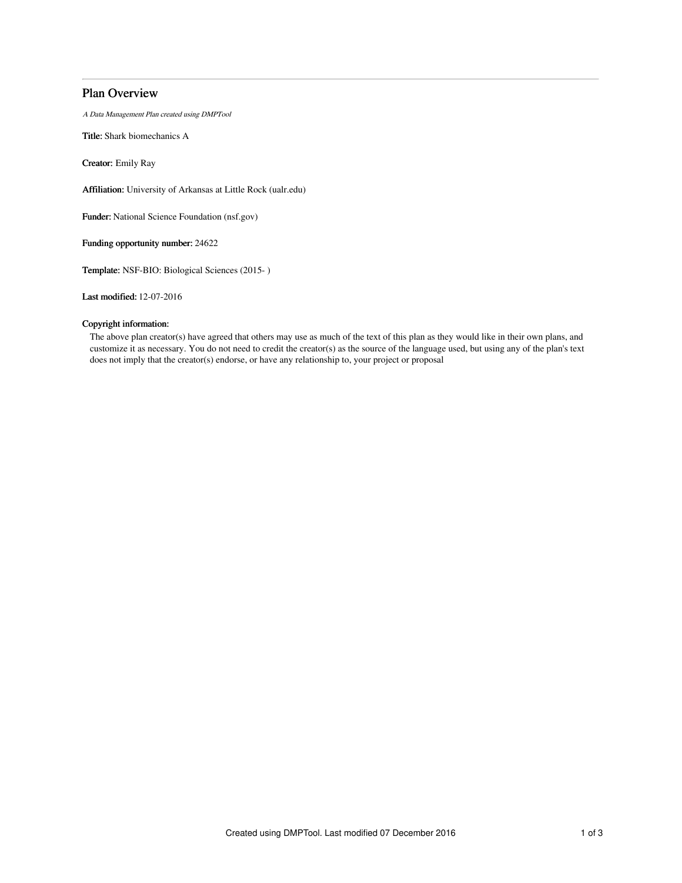# Plan Overview

*A Data Management Plan created using DMPTool*

**Title:** Shark biomechanics A

**Creator:** Emily Ray

**Affiliation:** University of Arkansas at Little Rock (ualr.edu)

**Funder:** National Science Foundation (nsf.gov)

**Funding opportunity number:** 24622

**Template:** NSF-BIO: Biological Sciences (2015- )

**Last modified:** 12-07-2016

**Copyright information:**

The above plan creator(s) have agreed that others may use as much of the text of this plan as they would like in their own plans, and customize it as necessary. You do not need to credit the creator(s) as the source of the language used, but using any of the plan's text does not imply that the creator(s) endorse, or have any relationship to, your project or proposal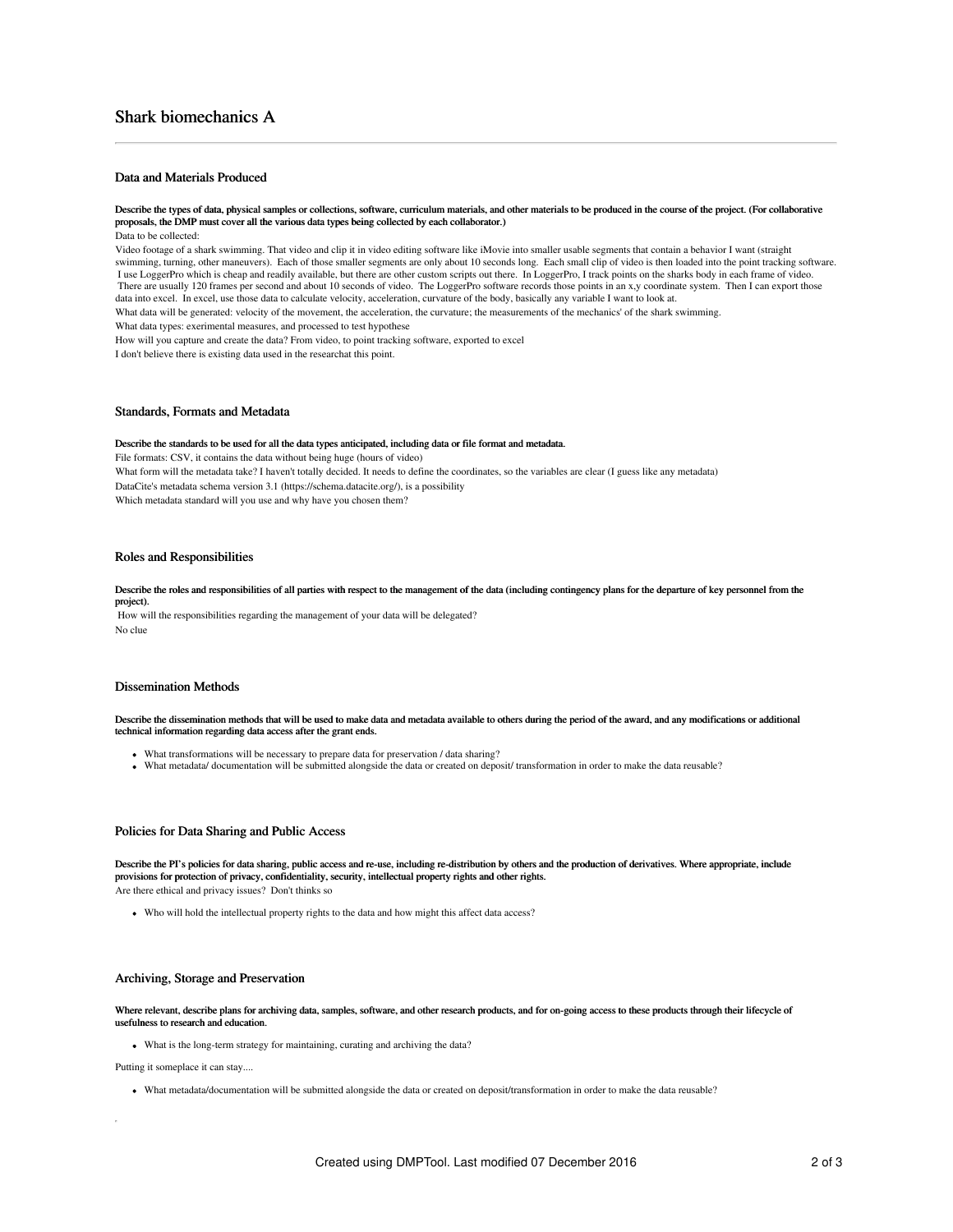# Shark biomechanics A

## Data and Materials Produced

**Describe the types of data, physical samples or collections, software, curriculum materials, and other materials to be produced in the course of the project. (For collaborative proposals, the DMP must cover all the various data types being collected by each collaborator.)**

Data to be collected:

Video footage of a shark swimming. That video and clip it in video editing software like iMovie into smaller usable segments that contain a behavior I want (straight swimming, turning, other maneuvers). Each of those smaller segments are only about 10 seconds long. Each small clip of video is then loaded into the point tracking software. I use LoggerPro which is cheap and readily available, but there are other custom scripts out there. In LoggerPro, I track points on the sharks body in each frame of video. There are usually 120 frames per second and about 10 seconds of video. The LoggerPro software records those points in an x,y coordinate system. Then I can export those data into excel. In excel, use those data to calculate velocity, acceleration, curvature of the body, basically any variable I want to look at.

What data will be generated: velocity of the movement, the acceleration, the curvature; the measurements of the mechanics' of the shark swimming.

What data types: exerimental measures, and processed to test hypothese

How will you capture and create the data? From video, to point tracking software, exported to excel

I don't believe there is existing data used in the researchat this point.

## Standards, Formats and Metadata

**Describe the standards to be used for all the data types anticipated, including data or file format and metadata.**

File formats: CSV, it contains the data without being huge (hours of video)

What form will the metadata take? I haven't totally decided. It needs to define the coordinates, so the variables are clear (I guess like any metadata)

DataCite's metadata schema version 3.1 (https://schema.datacite.org/), is a possibility

Which metadata standard will you use and why have you chosen them?

## Roles and Responsibilities

**Describe the roles and responsibilities of all parties with respect to the management of the data (including contingency plans for the departure of key personnel from the project).**

How will the responsibilities regarding the management of your data will be delegated?

No clue

## Dissemination Methods

**Describe the dissemination methods that will be used to make data and metadata available to others during the period of the award, and any modifications or additional technical information regarding data access after the grant ends.**

- What transformations will be necessary to prepare data for preservation / data sharing?
- What metadata/ documentation will be submitted alongside the data or created on deposit/ transformation in order to make the data reusable?

## Policies for Data Sharing and Public Access

**Describe the PI's policies for data sharing, public access and re-use, including re-distribution by others and the production of derivatives. Where appropriate, include provisions for protection of privacy, confidentiality, security, intellectual property rights and other rights.**

Are there ethical and privacy issues? Don't thinks so

- Who will hold the intellectual property rights to the data and how might this affect data access?

## Archiving, Storage and Preservation

**Where relevant, describe plans for archiving data, samples, software, and other research products, and for on-going access to these products through their lifecycle of usefulness to research and education.**

- What is the long-term strategy for maintaining, curating and archiving the data?

Putting it someplace it can stay....

- What metadata/documentation will be submitted alongside the data or created on deposit/transformation in order to make the data reusable?